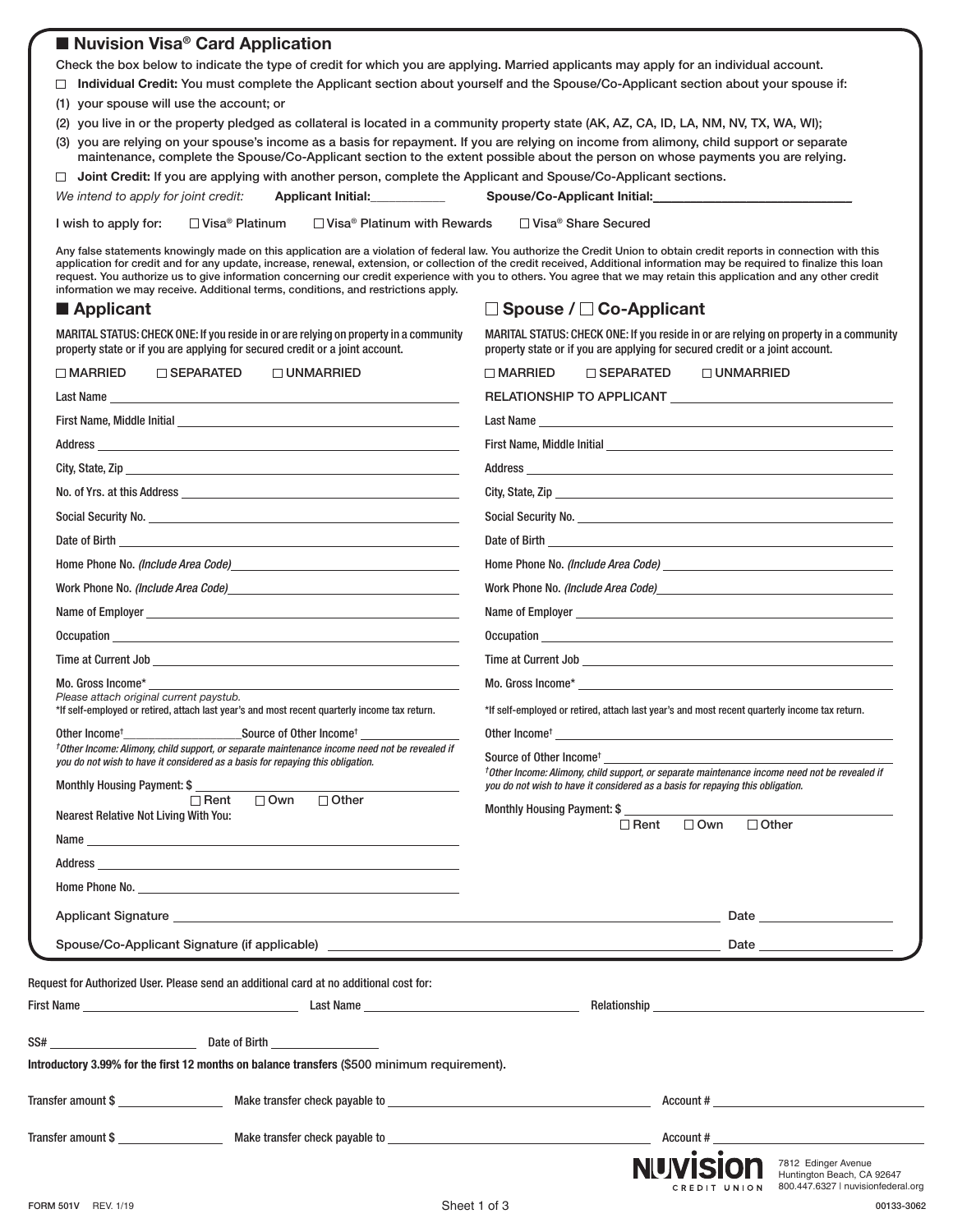## ■ Nuvision Visa® Card Application

Check the box below to indicate the type of credit for which you are applying. Married applicants may apply for an individual account.

☐ **Individual Credit:** You must complete the Applicant section about yourself and the Spouse/Co-Applicant section about your spouse if:

(1) your spouse will use the account; or

(2) you live in or the property pledged as collateral is located in a community property state (AK, AZ, CA, ID, LA, NM, NV, TX, WA, WI);

(3) you are relying on your spouse's income as a basis for repayment. If you are relying on income from alimony, child support or separate maintenance, complete the Spouse/Co-Applicant section to the extent possible about the person on whose payments you are relying.

☐ **Joint Credit:** If you are applying with another person, complete the Applicant and Spouse/Co-Applicant sections.

*We intend to apply for joint credit:* **Applicant Initial:**__________ **Spouse/Co-Applicant Initial:**__________

I wish to apply for: ☐ Visa® Platinum ☐ Visa® Platinum with Rewards ☐ Visa® Share Secured

Any false statements knowingly made on this application are a violation of federal law. You authorize the Credit Union to obtain credit reports in connection with this application for credit and for any update, increase, renewal, extension, or collection of the credit received, Additional information may be required to finalize this loan request. You authorize us to give information concerning our credit experience with you to others. You agree that we may retain this application and any other credit information we may receive. Additional terms, conditions, and restrictions apply.

## ■ Applicant

MARITAL STATUS: CHECK ONE: If you reside in or are relying on property in a community property state or if you are applying for secured credit or a joint account.

☐ MARRIED ☐ SEPARATED ☐ UNMARRIED

Last Name ____________________

First Name, Middle Initial ____________________

Address ____________________

City, State, Zip ____________________

No. of Yrs. at this Address ____________________

Social Security No. ____________________

Date of Birth ____________________

Home Phone No. *(Include Area Code)* ____________________

Work Phone No. *(Include Area Code)* ____________________

Name of Employer ____________________

Occupation ____________________

Time at Current Job ____________________

Mo. Gross Income* ____________________

*Please attach original current paystub.*

*If self-employed or retired, attach last year's and most recent quarterly income tax return.

Other Income† __________ Source of Other Income† __________

*†Other Income: Alimony, child support, or separate maintenance income need not be revealed if you do not wish to have it considered as a basis for repaying this obligation.*

Monthly Housing Payment: $ __________ ☐ Rent ☐ Own ☐ Other

Nearest Relative Not Living With You:

Name ____________________

Address ____________________

Home Phone No. ____________________

## ☐ Spouse / ☐ Co-Applicant

MARITAL STATUS: CHECK ONE: If you reside in or are relying on property in a community property state or if you are applying for secured credit or a joint account.

☐ MARRIED ☐ SEPARATED ☐ UNMARRIED

RELATIONSHIP TO APPLICANT ____________________

Last Name ____________________

First Name, Middle Initial ____________________

Address ____________________

City, State, Zip ____________________

Social Security No. ____________________

Date of Birth ____________________

Home Phone No. *(Include Area Code)* ____________________

Work Phone No. *(Include Area Code)* ____________________

Name of Employer ____________________

Occupation ____________________

Time at Current Job ____________________

Mo. Gross Income* ____________________

*If self-employed or retired, attach last year's and most recent quarterly income tax return.

Other Income† ____________________

Source of Other Income† ____________________

*†Other Income: Alimony, child support, or separate maintenance income need not be revealed if you do not wish to have it considered as a basis for repaying this obligation.*

Monthly Housing Payment: $ __________ ☐ Rent ☐ Own ☐ Other

Applicant Signature ____________________ Date __________

Spouse/Co-Applicant Signature (if applicable) ____________________ Date __________

Request for Authorized User. Please send an additional card at no additional cost for:

First Name __________ Last Name __________ Relationship __________

SS# __________ Date of Birth __________

**Introductory 3.99% for the first 12 months on balance transfers** ($500 minimum requirement).

Transfer amount $ __________ Make transfer check payable to ____________________ Account # __________

Transfer amount $ __________ Make transfer check payable to ____________________ Account # __________

NUVISION CREDIT UNION
7812 Edinger Avenue
Huntington Beach, CA 92647
800.447.6327 | nuvisionfederal.org

FORM 501V REV. 1/19

00133-3062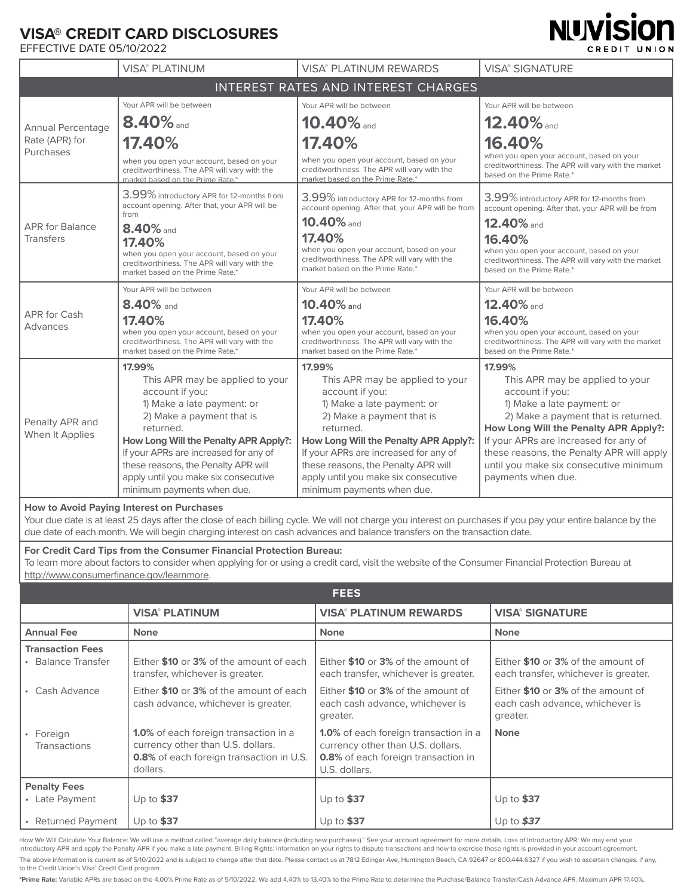# VISA® CREDIT CARD DISCLOSURES

EFFECTIVE DATE 05/10/2022

NUVISION CREDIT UNION

| | VISA® PLATINUM | VISA® PLATINUM REWARDS | VISA® SIGNATURE |
|---|---|---|---|
| **INTEREST RATES AND INTEREST CHARGES** | | | |
| Annual Percentage Rate (APR) for Purchases | Your APR will be between **8.40%** and **17.40%** when you open your account, based on your creditworthiness. The APR will vary with the market based on the Prime Rate.* | Your APR will be between **10.40%** and **17.40%** when you open your account, based on your creditworthiness. The APR will vary with the market based on the Prime Rate.* | Your APR will be between **12.40%** and **16.40%** when you open your account, based on your creditworthiness. The APR will vary with the market based on the Prime Rate.* |
| APR for Balance Transfers | 3.99% introductory APR for 12-months from account opening. After that, your APR will be from **8.40%** and **17.40%** when you open your account, based on your creditworthiness. The APR will vary with the market based on the Prime Rate.* | 3.99% introductory APR for 12-months from account opening. After that, your APR will be from **10.40%** and **17.40%** when you open your account, based on your creditworthiness. The APR will vary with the market based on the Prime Rate.* | 3.99% introductory APR for 12-months from account opening. After that, your APR will be from **12.40%** and **16.40%** when you open your account, based on your creditworthiness. The APR will vary with the market based on the Prime Rate.* |
| APR for Cash Advances | Your APR will be between **8.40%** and **17.40%** when you open your account, based on your creditworthiness. The APR will vary with the market based on the Prime Rate.* | Your APR will be between **10.40%** and **17.40%** when you open your account, based on your creditworthiness. The APR will vary with the market based on the Prime Rate.* | Your APR will be between **12.40%** and **16.40%** when you open your account, based on your creditworthiness. The APR will vary with the market based on the Prime Rate.* |
| Penalty APR and When It Applies | **17.99%** This APR may be applied to your account if you: 1) Make a late payment: or 2) Make a payment that is returned. **How Long Will the Penalty APR Apply?:** If your APRs are increased for any of these reasons, the Penalty APR will apply until you make six consecutive minimum payments when due. | **17.99%** This APR may be applied to your account if you: 1) Make a late payment: or 2) Make a payment that is returned. **How Long Will the Penalty APR Apply?:** If your APRs are increased for any of these reasons, the Penalty APR will apply until you make six consecutive minimum payments when due. | **17.99%** This APR may be applied to your account if you: 1) Make a late payment: or 2) Make a payment that is returned. **How Long Will the Penalty APR Apply?:** If your APRs are increased for any of these reasons, the Penalty APR will apply until you make six consecutive minimum payments when due. |

**How to Avoid Paying Interest on Purchases**

Your due date is at least 25 days after the close of each billing cycle. We will not charge you interest on purchases if you pay your entire balance by the due date of each month. We will begin charging interest on cash advances and balance transfers on the transaction date.

**For Credit Card Tips from the Consumer Financial Protection Bureau:**

To learn more about factors to consider when applying for or using a credit card, visit the website of the Consumer Financial Protection Bureau at http://www.consumerfinance.gov/learnmore.

| **FEES** | | | |
|---|---|---|---|
| | **VISA® PLATINUM** | **VISA® PLATINUM REWARDS** | **VISA® SIGNATURE** |
| **Annual Fee** | **None** | **None** | **None** |
| **Transaction Fees** | | | |
| • Balance Transfer | Either **$10** or **3%** of the amount of each transfer, whichever is greater. | Either **$10** or **3%** of the amount of each transfer, whichever is greater. | Either **$10** or **3%** of the amount of each transfer, whichever is greater. |
| • Cash Advance | Either **$10** or **3%** of the amount of each cash advance, whichever is greater. | Either **$10** or **3%** of the amount of each cash advance, whichever is greater. | Either **$10** or **3%** of the amount of each cash advance, whichever is greater. |
| • Foreign Transactions | **1.0%** of each foreign transaction in a currency other than U.S. dollars. **0.8%** of each foreign transaction in U.S. dollars. | **1.0%** of each foreign transaction in a currency other than U.S. dollars. **0.8%** of each foreign transaction in U.S. dollars. | **None** |
| **Penalty Fees** | | | |
| • Late Payment | Up to **$37** | Up to **$37** | Up to **$37** |
| • Returned Payment | Up to **$37** | Up to **$37** | Up to ***$37*** |

How We Will Calculate Your Balance: We will use a method called "average daily balance (including new purchases)." See your account agreement for more details. Loss of Introductory APR: We may end your introductory APR and apply the Penalty APR if you make a late payment. Billing Rights: Information on your rights to dispute transactions and how to exercise those rights is provided in your account agreement.

The above information is current as of 5/10/2022 and is subject to change after that date. Please contact us at 7812 Edinger Ave, Huntington Beach, CA 92647 or 800.444.6327 if you wish to ascertain changes, if any, to the Credit Union's Visa® Credit Card program.

***Prime Rate:** Variable APRs are based on the 4.00% Prime Rate as of 5/10/2022. We add 4.40% to 13.40% to the Prime Rate to determine the Purchase/Balance Transfer/Cash Advance APR. Maximum APR 17.40%.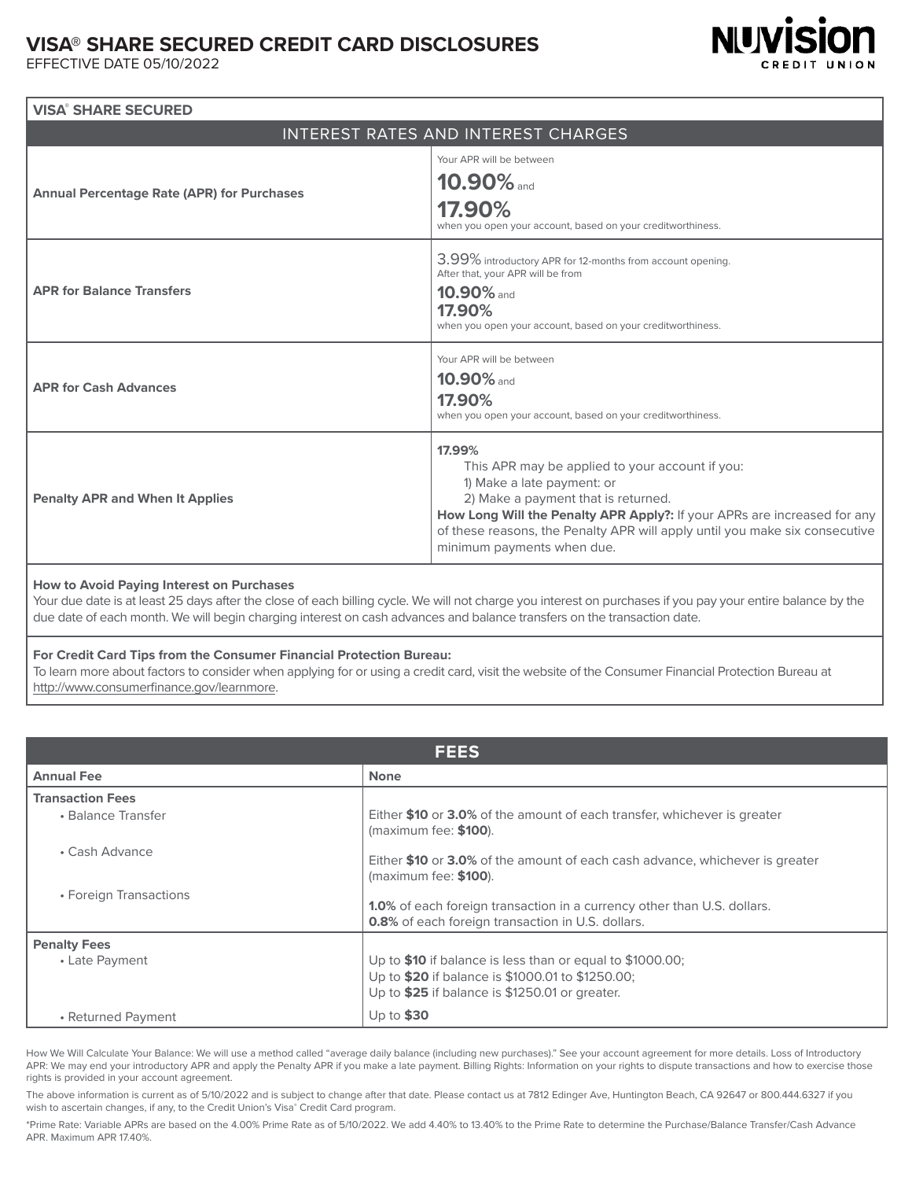# VISA® SHARE SECURED CREDIT CARD DISCLOSURES

EFFECTIVE DATE 05/10/2022

NUVISION CREDIT UNION

## VISA® SHARE SECURED

### INTEREST RATES AND INTEREST CHARGES

| | |
|---|---|
| **Annual Percentage Rate (APR) for Purchases** | Your APR will be between **10.90%** and **17.90%** when you open your account, based on your creditworthiness. |
| **APR for Balance Transfers** | 3.99% introductory APR for 12-months from account opening. After that, your APR will be from **10.90%** and **17.90%** when you open your account, based on your creditworthiness. |
| **APR for Cash Advances** | Your APR will be between **10.90%** and **17.90%** when you open your account, based on your creditworthiness. |
| **Penalty APR and When It Applies** | **17.99%** This APR may be applied to your account if you: 1) Make a late payment: or 2) Make a payment that is returned. **How Long Will the Penalty APR Apply?:** If your APRs are increased for any of these reasons, the Penalty APR will apply until you make six consecutive minimum payments when due. |

**How to Avoid Paying Interest on Purchases**
Your due date is at least 25 days after the close of each billing cycle. We will not charge you interest on purchases if you pay your entire balance by the due date of each month. We will begin charging interest on cash advances and balance transfers on the transaction date.

**For Credit Card Tips from the Consumer Financial Protection Bureau:**
To learn more about factors to consider when applying for or using a credit card, visit the website of the Consumer Financial Protection Bureau at http://www.consumerfinance.gov/learnmore.

### FEES

| | |
|---|---|
| **Annual Fee** | **None** |
| **Transaction Fees** | |
| • Balance Transfer | Either **$10** or **3.0%** of the amount of each transfer, whichever is greater (maximum fee: **$100**). |
| • Cash Advance | Either **$10** or **3.0%** of the amount of each cash advance, whichever is greater (maximum fee: **$100**). |
| • Foreign Transactions | **1.0%** of each foreign transaction in a currency other than U.S. dollars. **0.8%** of each foreign transaction in U.S. dollars. |
| **Penalty Fees** | |
| • Late Payment | Up to **$10** if balance is less than or equal to $1000.00; Up to **$20** if balance is $1000.01 to $1250.00; Up to **$25** if balance is $1250.01 or greater. |
| • Returned Payment | Up to **$30** |

How We Will Calculate Your Balance: We will use a method called "average daily balance (including new purchases)." See your account agreement for more details. Loss of Introductory APR: We may end your introductory APR and apply the Penalty APR if you make a late payment. Billing Rights: Information on your rights to dispute transactions and how to exercise those rights is provided in your account agreement.

The above information is current as of 5/10/2022 and is subject to change after that date. Please contact us at 7812 Edinger Ave, Huntington Beach, CA 92647 or 800.444.6327 if you wish to ascertain changes, if any, to the Credit Union's Visa® Credit Card program.

*Prime Rate: Variable APRs are based on the 4.00% Prime Rate as of 5/10/2022. We add 4.40% to 13.40% to the Prime Rate to determine the Purchase/Balance Transfer/Cash Advance APR. Maximum APR 17.40%.